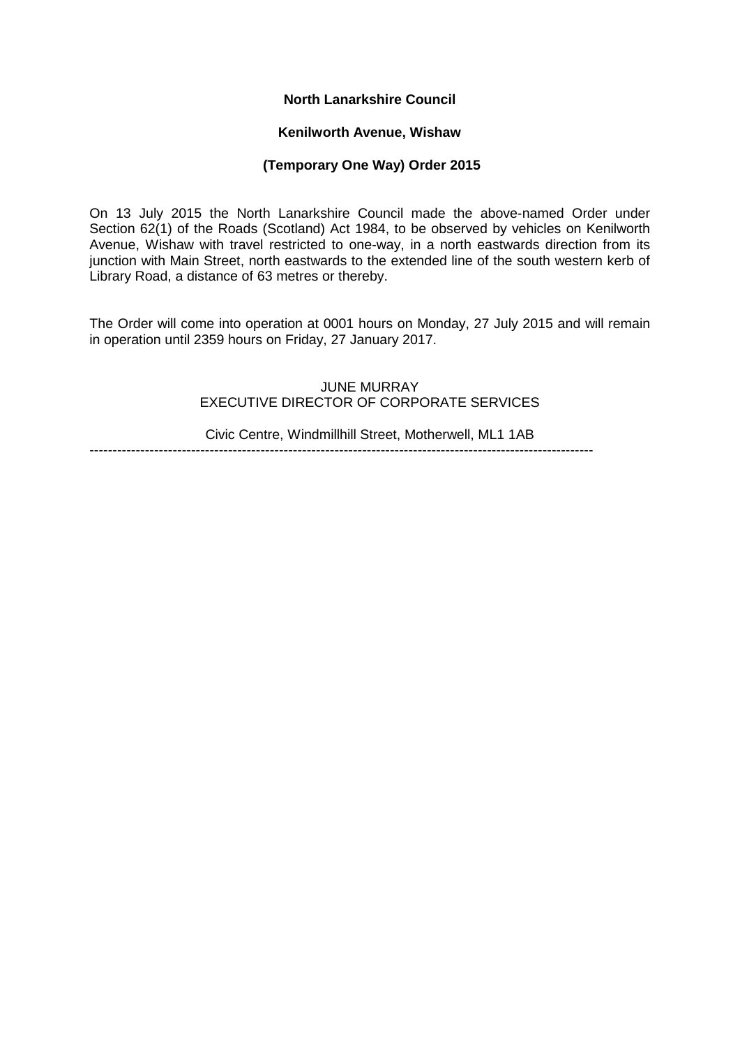**North Lanarkshire Council**

**Kenilworth Avenue, Wishaw**

**(Temporary One Way) Order 2015**

On 13 July 2015 the North Lanarkshire Council made the above-named Order under Section 62(1) of the Roads (Scotland) Act 1984, to be observed by vehicles on Kenilworth Avenue, Wishaw with travel restricted to one-way, in a north eastwards direction from its junction with Main Street, north eastwards to the extended line of the south western kerb of Library Road, a distance of 63 metres or thereby.

The Order will come into operation at 0001 hours on Monday, 27 July 2015 and will remain in operation until 2359 hours on Friday, 27 January 2017.

JUNE MURRAY
EXECUTIVE DIRECTOR OF CORPORATE SERVICES

Civic Centre, Windmillhill Street, Motherwell, ML1 1AB

---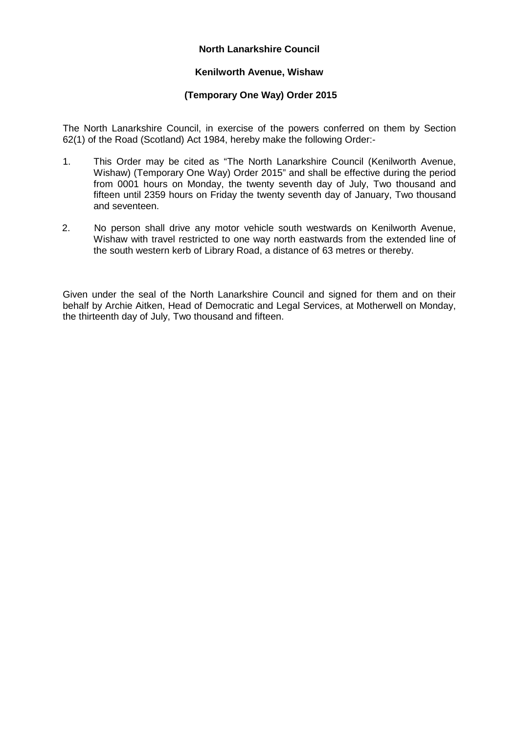**North Lanarkshire Council**

**Kenilworth Avenue, Wishaw**

**(Temporary One Way) Order 2015**

The North Lanarkshire Council, in exercise of the powers conferred on them by Section 62(1) of the Road (Scotland) Act 1984, hereby make the following Order:-

1. This Order may be cited as “The North Lanarkshire Council (Kenilworth Avenue, Wishaw) (Temporary One Way) Order 2015” and shall be effective during the period from 0001 hours on Monday, the twenty seventh day of July, Two thousand and fifteen until 2359 hours on Friday the twenty seventh day of January, Two thousand and seventeen.

2. No person shall drive any motor vehicle south westwards on Kenilworth Avenue, Wishaw with travel restricted to one way north eastwards from the extended line of the south western kerb of Library Road, a distance of 63 metres or thereby.

Given under the seal of the North Lanarkshire Council and signed for them and on their behalf by Archie Aitken, Head of Democratic and Legal Services, at Motherwell on Monday, the thirteenth day of July, Two thousand and fifteen.